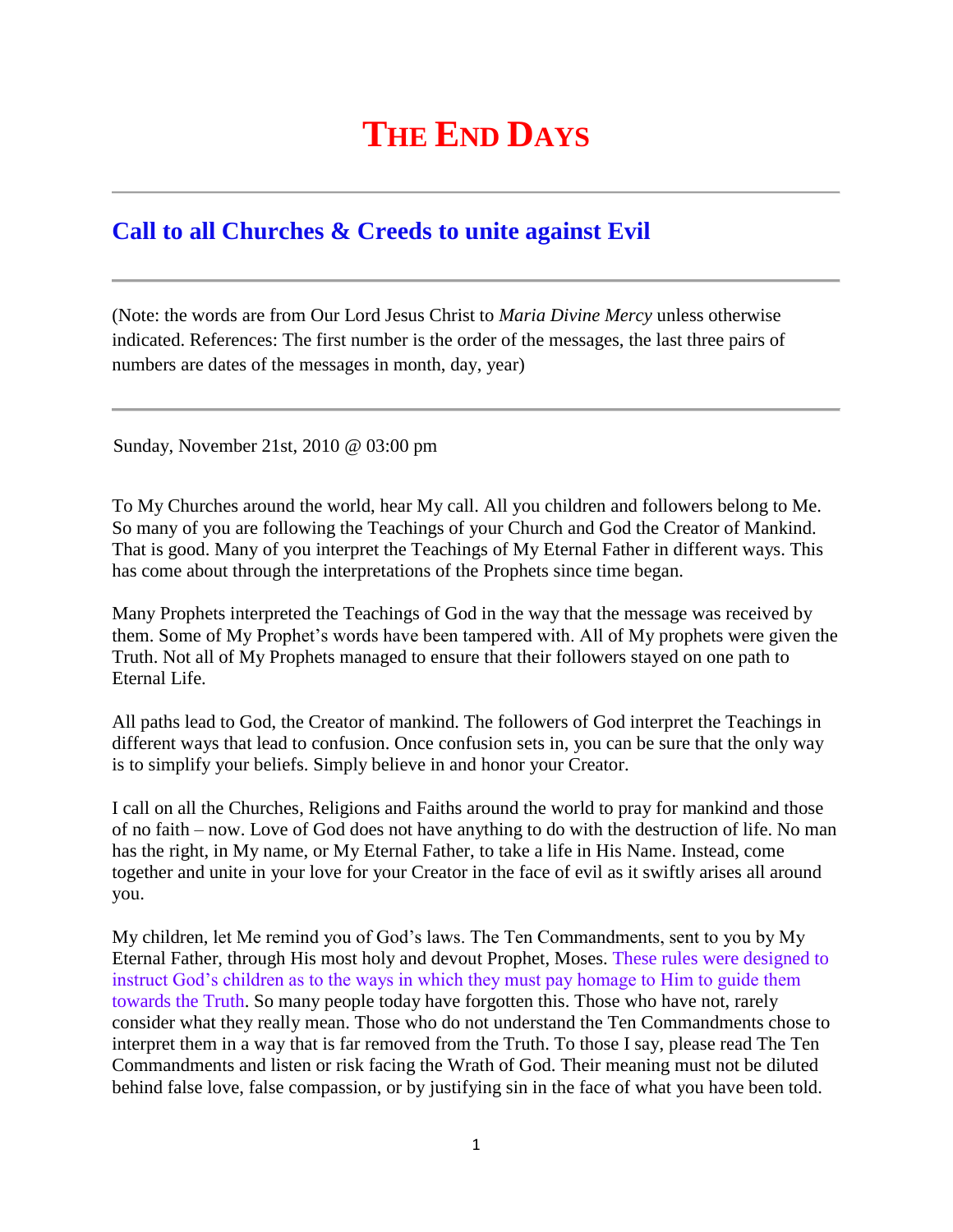# The End Days

---

## Call to all Churches & Creeds to unite against Evil

---

(Note: the words are from Our Lord Jesus Christ to *Maria Divine Mercy* unless otherwise indicated. References: The first number is the order of the messages, the last three pairs of numbers are dates of the messages in month, day, year)

---

Sunday, November 21st, 2010 @ 03:00 pm

To My Churches around the world, hear My call. All you children and followers belong to Me. So many of you are following the Teachings of your Church and God the Creator of Mankind. That is good. Many of you interpret the Teachings of My Eternal Father in different ways. This has come about through the interpretations of the Prophets since time began.

Many Prophets interpreted the Teachings of God in the way that the message was received by them. Some of My Prophet's words have been tampered with. All of My prophets were given the Truth. Not all of My Prophets managed to ensure that their followers stayed on one path to Eternal Life.

All paths lead to God, the Creator of mankind. The followers of God interpret the Teachings in different ways that lead to confusion. Once confusion sets in, you can be sure that the only way is to simplify your beliefs. Simply believe in and honor your Creator.

I call on all the Churches, Religions and Faiths around the world to pray for mankind and those of no faith – now. Love of God does not have anything to do with the destruction of life. No man has the right, in My name, or My Eternal Father, to take a life in His Name. Instead, come together and unite in your love for your Creator in the face of evil as it swiftly arises all around you.

My children, let Me remind you of God's laws. The Ten Commandments, sent to you by My Eternal Father, through His most holy and devout Prophet, Moses. These rules were designed to instruct God's children as to the ways in which they must pay homage to Him to guide them towards the Truth. So many people today have forgotten this. Those who have not, rarely consider what they really mean. Those who do not understand the Ten Commandments chose to interpret them in a way that is far removed from the Truth. To those I say, please read The Ten Commandments and listen or risk facing the Wrath of God. Their meaning must not be diluted behind false love, false compassion, or by justifying sin in the face of what you have been told.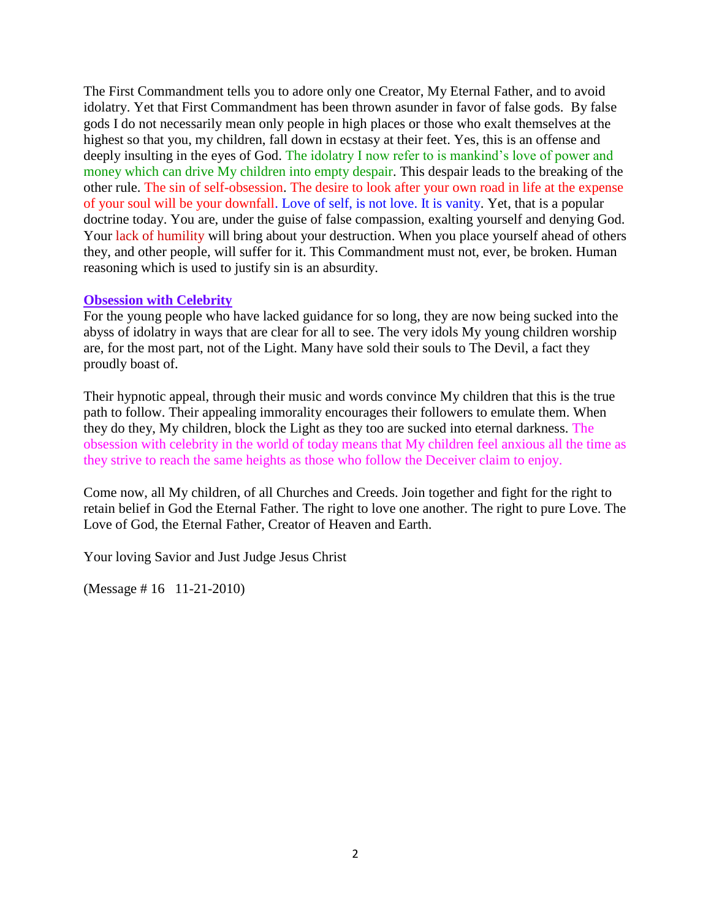The First Commandment tells you to adore only one Creator, My Eternal Father, and to avoid idolatry. Yet that First Commandment has been thrown asunder in favor of false gods. By false gods I do not necessarily mean only people in high places or those who exalt themselves at the highest so that you, my children, fall down in ecstasy at their feet. Yes, this is an offense and deeply insulting in the eyes of God. The idolatry I now refer to is mankind's love of power and money which can drive My children into empty despair. This despair leads to the breaking of the other rule. The sin of self-obsession. The desire to look after your own road in life at the expense of your soul will be your downfall. Love of self, is not love. It is vanity. Yet, that is a popular doctrine today. You are, under the guise of false compassion, exalting yourself and denying God. Your lack of humility will bring about your destruction. When you place yourself ahead of others they, and other people, will suffer for it. This Commandment must not, ever, be broken. Human reasoning which is used to justify sin is an absurdity.

**Obsession with Celebrity**

For the young people who have lacked guidance for so long, they are now being sucked into the abyss of idolatry in ways that are clear for all to see. The very idols My young children worship are, for the most part, not of the Light. Many have sold their souls to The Devil, a fact they proudly boast of.

Their hypnotic appeal, through their music and words convince My children that this is the true path to follow. Their appealing immorality encourages their followers to emulate them. When they do they, My children, block the Light as they too are sucked into eternal darkness. The obsession with celebrity in the world of today means that My children feel anxious all the time as they strive to reach the same heights as those who follow the Deceiver claim to enjoy.

Come now, all My children, of all Churches and Creeds. Join together and fight for the right to retain belief in God the Eternal Father. The right to love one another. The right to pure Love. The Love of God, the Eternal Father, Creator of Heaven and Earth.

Your loving Savior and Just Judge Jesus Christ

(Message # 16 11-21-2010)